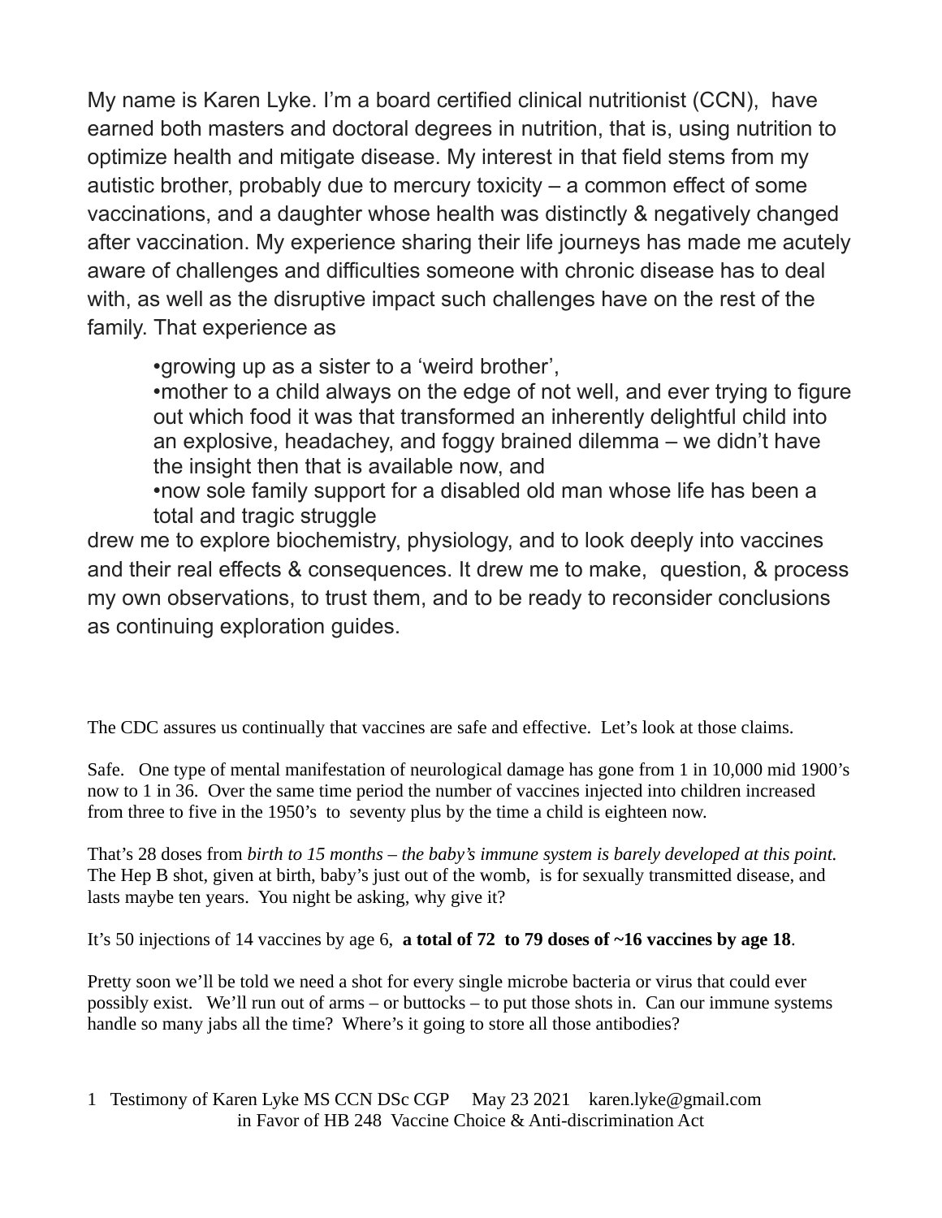My name is Karen Lyke. I'm a board certified clinical nutritionist (CCN), have earned both masters and doctoral degrees in nutrition, that is, using nutrition to optimize health and mitigate disease. My interest in that field stems from my autistic brother, probably due to mercury toxicity – a common effect of some vaccinations, and a daughter whose health was distinctly & negatively changed after vaccination. My experience sharing their life journeys has made me acutely aware of challenges and difficulties someone with chronic disease has to deal with, as well as the disruptive impact such challenges have on the rest of the family. That experience as

- growing up as a sister to a 'weird brother',
- mother to a child always on the edge of not well, and ever trying to figure out which food it was that transformed an inherently delightful child into an explosive, headachey, and foggy brained dilemma – we didn't have the insight then that is available now, and
- now sole family support for a disabled old man whose life has been a total and tragic struggle

drew me to explore biochemistry, physiology, and to look deeply into vaccines and their real effects & consequences. It drew me to make, question, & process my own observations, to trust them, and to be ready to reconsider conclusions as continuing exploration guides.

The CDC assures us continually that vaccines are safe and effective. Let's look at those claims.

Safe. One type of mental manifestation of neurological damage has gone from 1 in 10,000 mid 1900's now to 1 in 36. Over the same time period the number of vaccines injected into children increased from three to five in the 1950's to seventy plus by the time a child is eighteen now.

That's 28 doses from *birth to 15 months – the baby's immune system is barely developed at this point.* The Hep B shot, given at birth, baby's just out of the womb, is for sexually transmitted disease, and lasts maybe ten years. You night be asking, why give it?

It's 50 injections of 14 vaccines by age 6, **a total of 72 to 79 doses of ~16 vaccines by age 18**.

Pretty soon we'll be told we need a shot for every single microbe bacteria or virus that could ever possibly exist. We'll run out of arms – or buttocks – to put those shots in. Can our immune systems handle so many jabs all the time? Where's it going to store all those antibodies?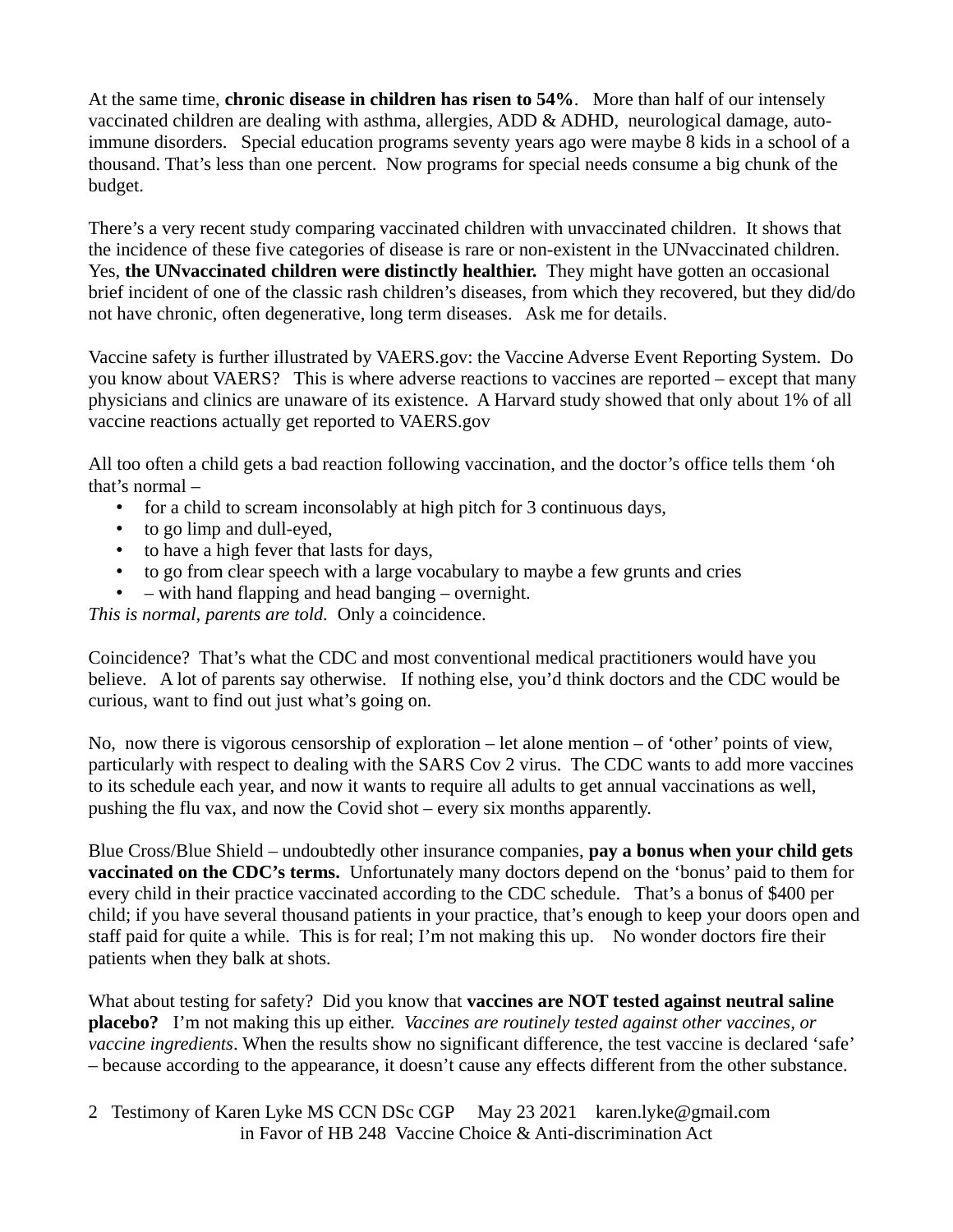At the same time, **chronic disease in children has risen to 54%**. More than half of our intensely vaccinated children are dealing with asthma, allergies, ADD & ADHD, neurological damage, auto-immune disorders. Special education programs seventy years ago were maybe 8 kids in a school of a thousand. That's less than one percent. Now programs for special needs consume a big chunk of the budget.

There's a very recent study comparing vaccinated children with unvaccinated children. It shows that the incidence of these five categories of disease is rare or non-existent in the UNvaccinated children. Yes, **the UNvaccinated children were distinctly healthier.** They might have gotten an occasional brief incident of one of the classic rash children's diseases, from which they recovered, but they did/do not have chronic, often degenerative, long term diseases. Ask me for details.

Vaccine safety is further illustrated by VAERS.gov: the Vaccine Adverse Event Reporting System. Do you know about VAERS? This is where adverse reactions to vaccines are reported – except that many physicians and clinics are unaware of its existence. A Harvard study showed that only about 1% of all vaccine reactions actually get reported to VAERS.gov

All too often a child gets a bad reaction following vaccination, and the doctor's office tells them 'oh that's normal –

- for a child to scream inconsolably at high pitch for 3 continuous days,
- to go limp and dull-eyed,
- to have a high fever that lasts for days,
- to go from clear speech with a large vocabulary to maybe a few grunts and cries
- – with hand flapping and head banging – overnight.

*This is normal, parents are told.* Only a coincidence.

Coincidence? That's what the CDC and most conventional medical practitioners would have you believe. A lot of parents say otherwise. If nothing else, you'd think doctors and the CDC would be curious, want to find out just what's going on.

No, now there is vigorous censorship of exploration – let alone mention – of 'other' points of view, particularly with respect to dealing with the SARS Cov 2 virus. The CDC wants to add more vaccines to its schedule each year, and now it wants to require all adults to get annual vaccinations as well, pushing the flu vax, and now the Covid shot – every six months apparently.

Blue Cross/Blue Shield – undoubtedly other insurance companies, **pay a bonus when your child gets vaccinated on the CDC's terms.** Unfortunately many doctors depend on the 'bonus' paid to them for every child in their practice vaccinated according to the CDC schedule. That's a bonus of $400 per child; if you have several thousand patients in your practice, that's enough to keep your doors open and staff paid for quite a while. This is for real; I'm not making this up. No wonder doctors fire their patients when they balk at shots.

What about testing for safety? Did you know that **vaccines are NOT tested against neutral saline placebo?** I'm not making this up either. *Vaccines are routinely tested against other vaccines, or vaccine ingredients*. When the results show no significant difference, the test vaccine is declared 'safe' – because according to the appearance, it doesn't cause any effects different from the other substance.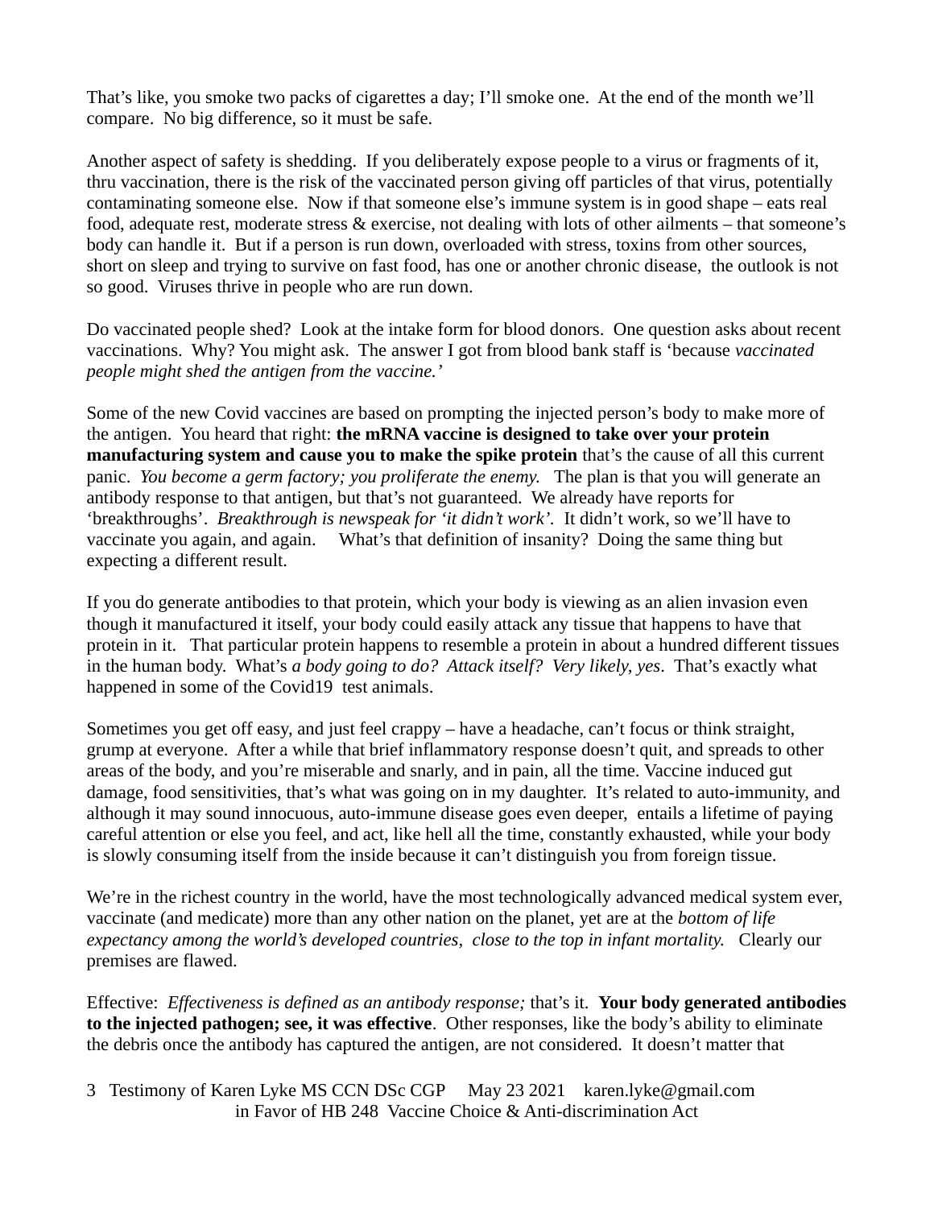That's like, you smoke two packs of cigarettes a day; I'll smoke one. At the end of the month we'll compare. No big difference, so it must be safe.

Another aspect of safety is shedding. If you deliberately expose people to a virus or fragments of it, thru vaccination, there is the risk of the vaccinated person giving off particles of that virus, potentially contaminating someone else. Now if that someone else's immune system is in good shape – eats real food, adequate rest, moderate stress & exercise, not dealing with lots of other ailments – that someone's body can handle it. But if a person is run down, overloaded with stress, toxins from other sources, short on sleep and trying to survive on fast food, has one or another chronic disease, the outlook is not so good. Viruses thrive in people who are run down.

Do vaccinated people shed? Look at the intake form for blood donors. One question asks about recent vaccinations. Why? You might ask. The answer I got from blood bank staff is 'because *vaccinated people might shed the antigen from the vaccine.'*

Some of the new Covid vaccines are based on prompting the injected person's body to make more of the antigen. You heard that right: **the mRNA vaccine is designed to take over your protein manufacturing system and cause you to make the spike protein** that's the cause of all this current panic. *You become a germ factory; you proliferate the enemy.* The plan is that you will generate an antibody response to that antigen, but that's not guaranteed. We already have reports for 'breakthroughs'. *Breakthrough is newspeak for 'it didn't work'.* It didn't work, so we'll have to vaccinate you again, and again. What's that definition of insanity? Doing the same thing but expecting a different result.

If you do generate antibodies to that protein, which your body is viewing as an alien invasion even though it manufactured it itself, your body could easily attack any tissue that happens to have that protein in it. That particular protein happens to resemble a protein in about a hundred different tissues in the human body. What's *a body going to do? Attack itself? Very likely, yes*. That's exactly what happened in some of the Covid19 test animals.

Sometimes you get off easy, and just feel crappy – have a headache, can't focus or think straight, grump at everyone. After a while that brief inflammatory response doesn't quit, and spreads to other areas of the body, and you're miserable and snarly, and in pain, all the time. Vaccine induced gut damage, food sensitivities, that's what was going on in my daughter. It's related to auto-immunity, and although it may sound innocuous, auto-immune disease goes even deeper, entails a lifetime of paying careful attention or else you feel, and act, like hell all the time, constantly exhausted, while your body is slowly consuming itself from the inside because it can't distinguish you from foreign tissue.

We're in the richest country in the world, have the most technologically advanced medical system ever, vaccinate (and medicate) more than any other nation on the planet, yet are at the *bottom of life expectancy among the world's developed countries, close to the top in infant mortality.* Clearly our premises are flawed.

Effective: *Effectiveness is defined as an antibody response;* that's it. **Your body generated antibodies to the injected pathogen; see, it was effective**. Other responses, like the body's ability to eliminate the debris once the antibody has captured the antigen, are not considered. It doesn't matter that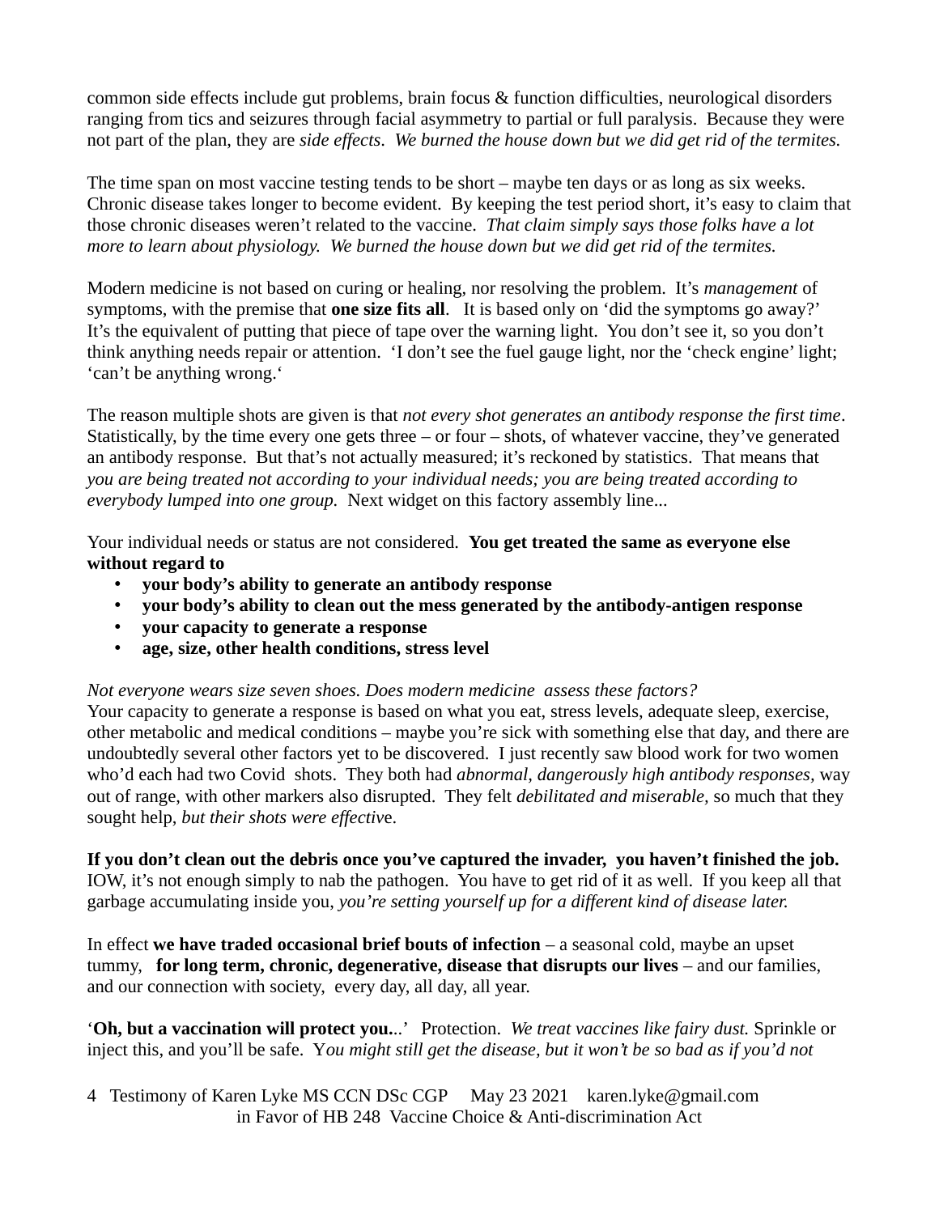common side effects include gut problems, brain focus & function difficulties, neurological disorders ranging from tics and seizures through facial asymmetry to partial or full paralysis. Because they were not part of the plan, they are *side effects*. *We burned the house down but we did get rid of the termites.*

The time span on most vaccine testing tends to be short – maybe ten days or as long as six weeks. Chronic disease takes longer to become evident. By keeping the test period short, it's easy to claim that those chronic diseases weren't related to the vaccine. *That claim simply says those folks have a lot more to learn about physiology. We burned the house down but we did get rid of the termites.*

Modern medicine is not based on curing or healing, nor resolving the problem. It's *management* of symptoms, with the premise that **one size fits all**. It is based only on 'did the symptoms go away?' It's the equivalent of putting that piece of tape over the warning light. You don't see it, so you don't think anything needs repair or attention. 'I don't see the fuel gauge light, nor the 'check engine' light; 'can't be anything wrong.'

The reason multiple shots are given is that *not every shot generates an antibody response the first time*. Statistically, by the time every one gets three – or four – shots, of whatever vaccine, they've generated an antibody response. But that's not actually measured; it's reckoned by statistics. That means that *you are being treated not according to your individual needs; you are being treated according to everybody lumped into one group.* Next widget on this factory assembly line...

Your individual needs or status are not considered. **You get treated the same as everyone else without regard to**

- **your body's ability to generate an antibody response**
- **your body's ability to clean out the mess generated by the antibody-antigen response**
- **your capacity to generate a response**
- **age, size, other health conditions, stress level**

*Not everyone wears size seven shoes. Does modern medicine assess these factors?*
Your capacity to generate a response is based on what you eat, stress levels, adequate sleep, exercise, other metabolic and medical conditions – maybe you're sick with something else that day, and there are undoubtedly several other factors yet to be discovered. I just recently saw blood work for two women who'd each had two Covid shots. They both had *abnormal, dangerously high antibody responses*, way out of range, with other markers also disrupted. They felt *debilitated and miserable*, so much that they sought help, *but their shots were effective*.

**If you don't clean out the debris once you've captured the invader, you haven't finished the job.** IOW, it's not enough simply to nab the pathogen. You have to get rid of it as well. If you keep all that garbage accumulating inside you, *you're setting yourself up for a different kind of disease later.*

In effect **we have traded occasional brief bouts of infection** – a seasonal cold, maybe an upset tummy, **for long term, chronic, degenerative, disease that disrupts our lives** – and our families, and our connection with society, every day, all day, all year.

'**Oh, but a vaccination will protect you.**..' Protection. *We treat vaccines like fairy dust.* Sprinkle or inject this, and you'll be safe. *You might still get the disease, but it won't be so bad as if you'd not*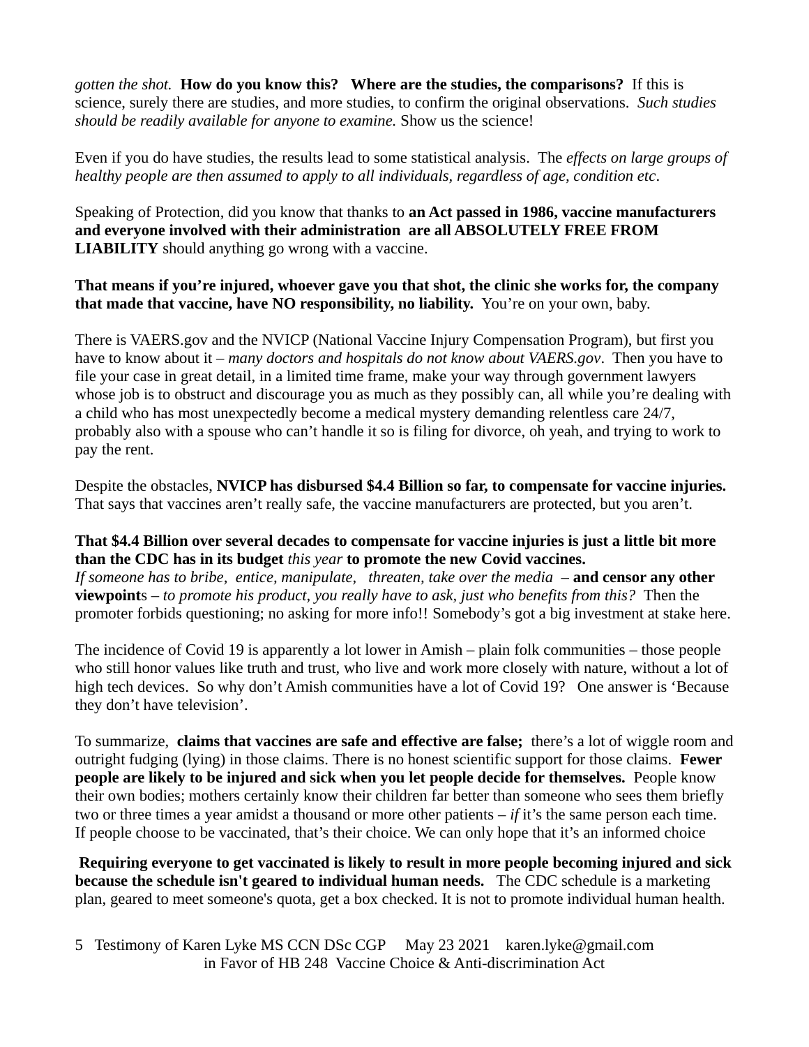*gotten the shot.* **How do you know this? Where are the studies, the comparisons?** If this is science, surely there are studies, and more studies, to confirm the original observations. *Such studies should be readily available for anyone to examine.* Show us the science!

Even if you do have studies, the results lead to some statistical analysis. The *effects on large groups of healthy people are then assumed to apply to all individuals, regardless of age, condition etc*.

Speaking of Protection, did you know that thanks to **an Act passed in 1986, vaccine manufacturers and everyone involved with their administration are all ABSOLUTELY FREE FROM LIABILITY** should anything go wrong with a vaccine.

**That means if you're injured, whoever gave you that shot, the clinic she works for, the company that made that vaccine, have NO responsibility, no liability.** You're on your own, baby.

There is VAERS.gov and the NVICP (National Vaccine Injury Compensation Program), but first you have to know about it – *many doctors and hospitals do not know about VAERS.gov*. Then you have to file your case in great detail, in a limited time frame, make your way through government lawyers whose job is to obstruct and discourage you as much as they possibly can, all while you're dealing with a child who has most unexpectedly become a medical mystery demanding relentless care 24/7, probably also with a spouse who can't handle it so is filing for divorce, oh yeah, and trying to work to pay the rent.

Despite the obstacles, **NVICP has disbursed $4.4 Billion so far, to compensate for vaccine injuries.** That says that vaccines aren't really safe, the vaccine manufacturers are protected, but you aren't.

**That $4.4 Billion over several decades to compensate for vaccine injuries is just a little bit more than the CDC has in its budget** *this year* **to promote the new Covid vaccines.**
*If someone has to bribe, entice, manipulate, threaten, take over the media* – **and censor any other viewpoint**s – *to promote his product, you really have to ask, just who benefits from this?* Then the promoter forbids questioning; no asking for more info!! Somebody's got a big investment at stake here.

The incidence of Covid 19 is apparently a lot lower in Amish – plain folk communities – those people who still honor values like truth and trust, who live and work more closely with nature, without a lot of high tech devices. So why don't Amish communities have a lot of Covid 19? One answer is 'Because they don't have television'.

To summarize, **claims that vaccines are safe and effective are false;** there's a lot of wiggle room and outright fudging (lying) in those claims. There is no honest scientific support for those claims. **Fewer people are likely to be injured and sick when you let people decide for themselves.** People know their own bodies; mothers certainly know their children far better than someone who sees them briefly two or three times a year amidst a thousand or more other patients – *if* it's the same person each time. If people choose to be vaccinated, that's their choice. We can only hope that it's an informed choice

**Requiring everyone to get vaccinated is likely to result in more people becoming injured and sick because the schedule isn't geared to individual human needs.** The CDC schedule is a marketing plan, geared to meet someone's quota, get a box checked. It is not to promote individual human health.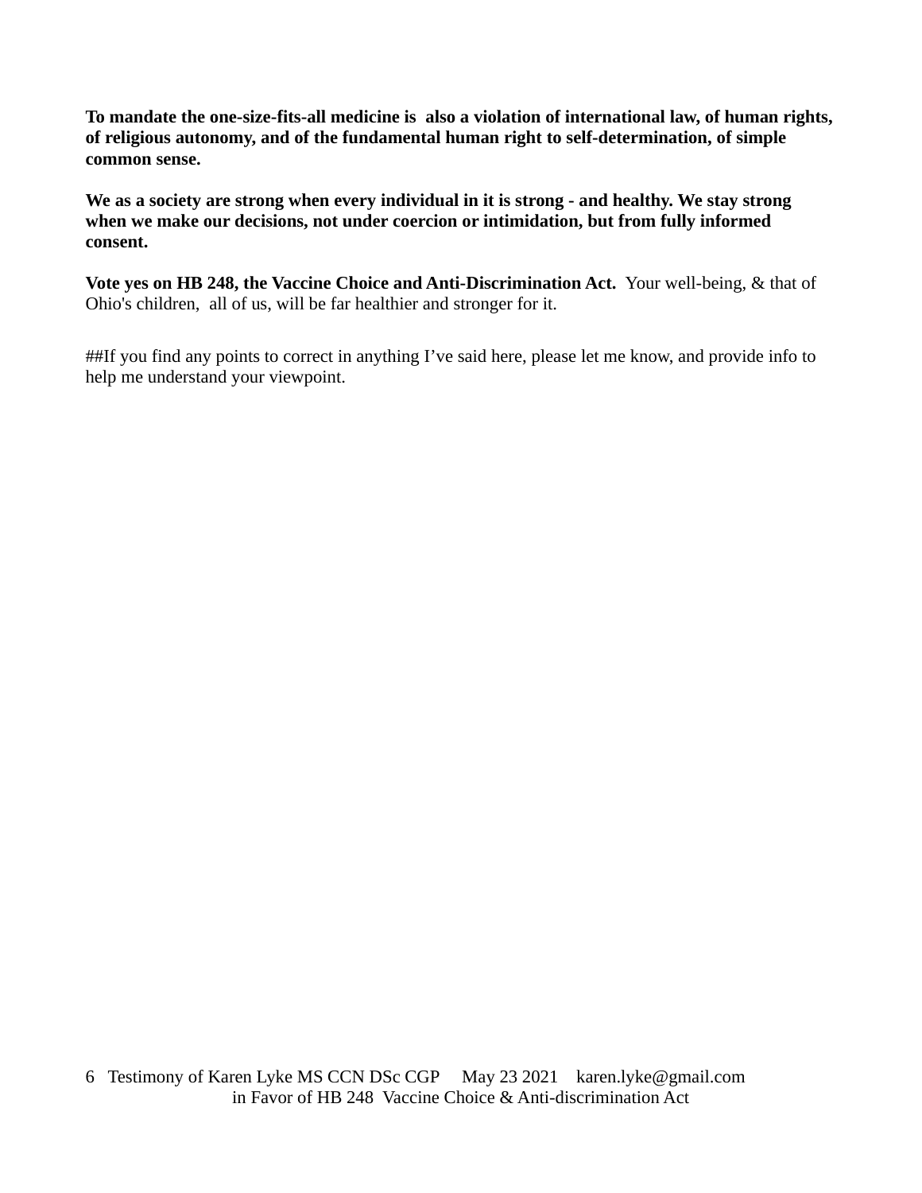**To mandate the one-size-fits-all medicine is also a violation of international law, of human rights, of religious autonomy, and of the fundamental human right to self-determination, of simple common sense.**

**We as a society are strong when every individual in it is strong - and healthy. We stay strong when we make our decisions, not under coercion or intimidation, but from fully informed consent.**

**Vote yes on HB 248, the Vaccine Choice and Anti-Discrimination Act.** Your well-being, & that of Ohio's children, all of us, will be far healthier and stronger for it.

##If you find any points to correct in anything I've said here, please let me know, and provide info to help me understand your viewpoint.